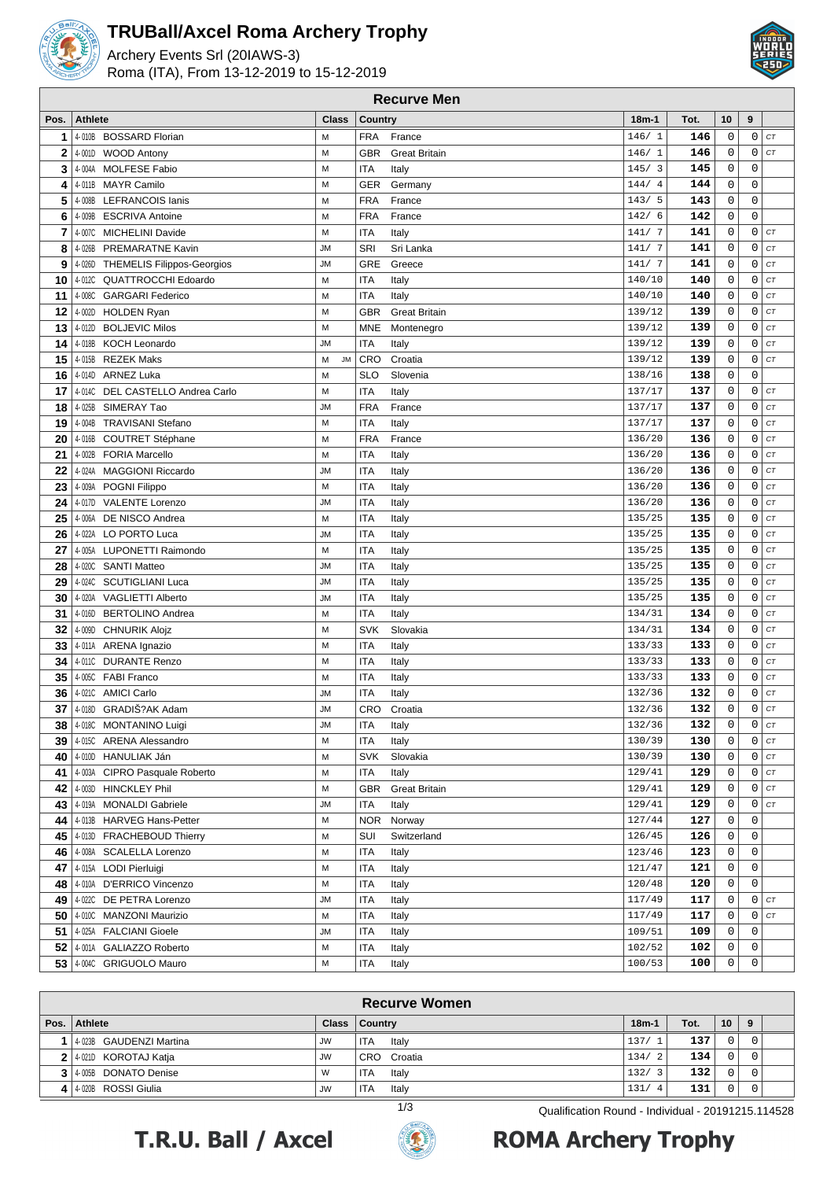# TRUBall/Axcel Roma Archery Trophy

Archery Events Srl (20IAWS-3)
Roma (ITA), From 13-12-2019 to 15-12-2019

## Recurve Men

| Pos. | | Athlete | Class | Country | | 18m-1 | Tot. | 10 | 9 | |
|---|---|---|---|---|---|---|---|---|---|---|
| 1 | 4-010B | BOSSARD Florian | M | FRA | France | 146/ 1 | 146 | 0 | 0 | CT |
| 2 | 4-001D | WOOD Antony | M | GBR | Great Britain | 146/ 1 | 146 | 0 | 0 | CT |
| 3 | 4-004A | MOLFESE Fabio | M | ITA | Italy | 145/ 3 | 145 | 0 | 0 | |
| 4 | 4-011B | MAYR Camilo | M | GER | Germany | 144/ 4 | 144 | 0 | 0 | |
| 5 | 4-008B | LEFRANCOIS Ianis | M | FRA | France | 143/ 5 | 143 | 0 | 0 | |
| 6 | 4-009B | ESCRIVA Antoine | M | FRA | France | 142/ 6 | 142 | 0 | 0 | |
| 7 | 4-007C | MICHELINI Davide | M | ITA | Italy | 141/ 7 | 141 | 0 | 0 | CT |
| 8 | 4-026B | PREMARATNE Kavin | JM | SRI | Sri Lanka | 141/ 7 | 141 | 0 | 0 | CT |
| 9 | 4-026D | THEMELIS Filippos-Georgios | JM | GRE | Greece | 141/ 7 | 141 | 0 | 0 | CT |
| 10 | 4-012C | QUATTROCCHI Edoardo | M | ITA | Italy | 140/10 | 140 | 0 | 0 | CT |
| 11 | 4-008C | GARGARI Federico | M | ITA | Italy | 140/10 | 140 | 0 | 0 | CT |
| 12 | 4-002D | HOLDEN Ryan | M | GBR | Great Britain | 139/12 | 139 | 0 | 0 | CT |
| 13 | 4-012D | BOLJEVIC Milos | M | MNE | Montenegro | 139/12 | 139 | 0 | 0 | CT |
| 14 | 4-018B | KOCH Leonardo | JM | ITA | Italy | 139/12 | 139 | 0 | 0 | CT |
| 15 | 4-015B | REZEK Maks | M JM | CRO | Croatia | 139/12 | 139 | 0 | 0 | CT |
| 16 | 4-014D | ARNEZ Luka | M | SLO | Slovenia | 138/16 | 138 | 0 | 0 | |
| 17 | 4-014C | DEL CASTELLO Andrea Carlo | M | ITA | Italy | 137/17 | 137 | 0 | 0 | CT |
| 18 | 4-025B | SIMERAY Tao | JM | FRA | France | 137/17 | 137 | 0 | 0 | CT |
| 19 | 4-004B | TRAVISANI Stefano | M | ITA | Italy | 137/17 | 137 | 0 | 0 | CT |
| 20 | 4-016B | COUTRET Stéphane | M | FRA | France | 136/20 | 136 | 0 | 0 | CT |
| 21 | 4-002B | FORIA Marcello | M | ITA | Italy | 136/20 | 136 | 0 | 0 | CT |
| 22 | 4-024A | MAGGIONI Riccardo | JM | ITA | Italy | 136/20 | 136 | 0 | 0 | CT |
| 23 | 4-009A | POGNI Filippo | M | ITA | Italy | 136/20 | 136 | 0 | 0 | CT |
| 24 | 4-017D | VALENTE Lorenzo | JM | ITA | Italy | 136/20 | 136 | 0 | 0 | CT |
| 25 | 4-006A | DE NISCO Andrea | M | ITA | Italy | 135/25 | 135 | 0 | 0 | CT |
| 26 | 4-022A | LO PORTO Luca | JM | ITA | Italy | 135/25 | 135 | 0 | 0 | CT |
| 27 | 4-005A | LUPONETTI Raimondo | M | ITA | Italy | 135/25 | 135 | 0 | 0 | CT |
| 28 | 4-020C | SANTI Matteo | JM | ITA | Italy | 135/25 | 135 | 0 | 0 | CT |
| 29 | 4-024C | SCUTIGLIANI Luca | JM | ITA | Italy | 135/25 | 135 | 0 | 0 | CT |
| 30 | 4-020A | VAGLIETTI Alberto | JM | ITA | Italy | 135/25 | 135 | 0 | 0 | CT |
| 31 | 4-016D | BERTOLINO Andrea | M | ITA | Italy | 134/31 | 134 | 0 | 0 | CT |
| 32 | 4-009D | CHNURIK Alojz | M | SVK | Slovakia | 134/31 | 134 | 0 | 0 | CT |
| 33 | 4-011A | ARENA Ignazio | M | ITA | Italy | 133/33 | 133 | 0 | 0 | CT |
| 34 | 4-011C | DURANTE Renzo | M | ITA | Italy | 133/33 | 133 | 0 | 0 | CT |
| 35 | 4-005C | FABI Franco | M | ITA | Italy | 133/33 | 133 | 0 | 0 | CT |
| 36 | 4-021C | AMICI Carlo | JM | ITA | Italy | 132/36 | 132 | 0 | 0 | CT |
| 37 | 4-018D | GRADIŠ?AK Adam | JM | CRO | Croatia | 132/36 | 132 | 0 | 0 | CT |
| 38 | 4-018C | MONTANINO Luigi | JM | ITA | Italy | 132/36 | 132 | 0 | 0 | CT |
| 39 | 4-015C | ARENA Alessandro | M | ITA | Italy | 130/39 | 130 | 0 | 0 | CT |
| 40 | 4-010D | HANULIAK Ján | M | SVK | Slovakia | 130/39 | 130 | 0 | 0 | CT |
| 41 | 4-003A | CIPRO Pasquale Roberto | M | ITA | Italy | 129/41 | 129 | 0 | 0 | CT |
| 42 | 4-003D | HINCKLEY Phil | M | GBR | Great Britain | 129/41 | 129 | 0 | 0 | CT |
| 43 | 4-019A | MONALDI Gabriele | JM | ITA | Italy | 129/41 | 129 | 0 | 0 | CT |
| 44 | 4-013B | HARVEG Hans-Petter | M | NOR | Norway | 127/44 | 127 | 0 | 0 | |
| 45 | 4-013D | FRACHEBOUD Thierry | M | SUI | Switzerland | 126/45 | 126 | 0 | 0 | |
| 46 | 4-008A | SCALELLA Lorenzo | M | ITA | Italy | 123/46 | 123 | 0 | 0 | |
| 47 | 4-015A | LODI Pierluigi | M | ITA | Italy | 121/47 | 121 | 0 | 0 | |
| 48 | 4-010A | D'ERRICO Vincenzo | M | ITA | Italy | 120/48 | 120 | 0 | 0 | |
| 49 | 4-022C | DE PETRA Lorenzo | JM | ITA | Italy | 117/49 | 117 | 0 | 0 | CT |
| 50 | 4-010C | MANZONI Maurizio | M | ITA | Italy | 117/49 | 117 | 0 | 0 | CT |
| 51 | 4-025A | FALCIANI Gioele | JM | ITA | Italy | 109/51 | 109 | 0 | 0 | |
| 52 | 4-001A | GALIAZZO Roberto | M | ITA | Italy | 102/52 | 102 | 0 | 0 | |
| 53 | 4-004C | GRIGUOLO Mauro | M | ITA | Italy | 100/53 | 100 | 0 | 0 | |

## Recurve Women

| Pos. | | Athlete | Class | Country | | 18m-1 | Tot. | 10 | 9 | |
|---|---|---|---|---|---|---|---|---|---|---|
| 1 | 4-023B | GAUDENZI Martina | JW | ITA | Italy | 137/ 1 | 137 | 0 | 0 | |
| 2 | 4-021D | KOROTAJ Katja | JW | CRO | Croatia | 134/ 2 | 134 | 0 | 0 | |
| 3 | 4-005B | DONATO Denise | W | ITA | Italy | 132/ 3 | 132 | 0 | 0 | |
| 4 | 4-020B | ROSSI Giulia | JW | ITA | Italy | 131/ 4 | 131 | 0 | 0 | |

Qualification Round - Individual - 20191215.114528

T.R.U. Ball / Axcel — ROMA Archery Trophy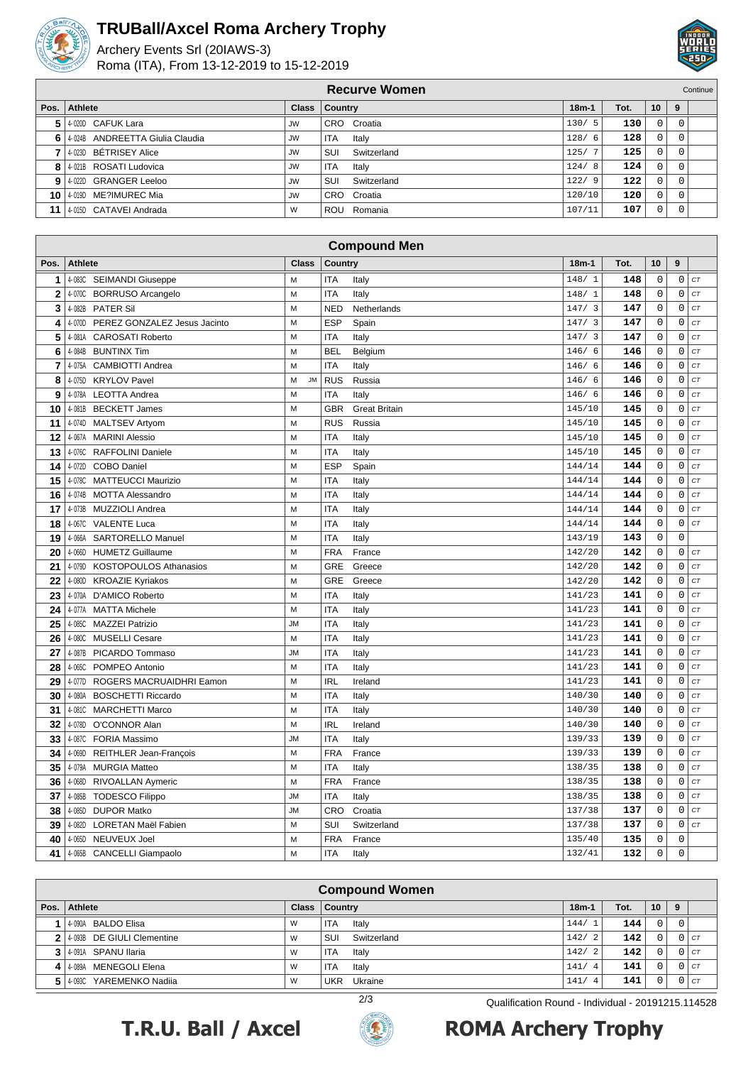# TRUBall/Axcel Roma Archery Trophy

Archery Events Srl (20IAWS-3)
Roma (ITA), From 13-12-2019 to 15-12-2019

## Recurve Women

Continue

| Pos. | Athlete | Class | Country | 18m-1 | Tot. | 10 | 9 | |
|---|---|---|---|---|---|---|---|---|
| 5 | 4-020D CAFUK Lara | JW | CRO Croatia | 130/ 5 | 130 | 0 | 0 | |
| 6 | 4-024B ANDREETTA Giulia Claudia | JW | ITA Italy | 128/ 6 | 128 | 0 | 0 | |
| 7 | 4-023D BÉTRISEY Alice | JW | SUI Switzerland | 125/ 7 | 125 | 0 | 0 | |
| 8 | 4-021B ROSATI Ludovica | JW | ITA Italy | 124/ 8 | 124 | 0 | 0 | |
| 9 | 4-022D GRANGER Leeloo | JW | SUI Switzerland | 122/ 9 | 122 | 0 | 0 | |
| 10 | 4-019D ME?IMUREC Mia | JW | CRO Croatia | 120/10 | 120 | 0 | 0 | |
| 11 | 4-015D CATAVEI Andrada | W | ROU Romania | 107/11 | 107 | 0 | 0 | |

## Compound Men

| Pos. | Athlete | Class | Country | 18m-1 | Tot. | 10 | 9 | |
|---|---|---|---|---|---|---|---|---|
| 1 | 4-083C SEIMANDI Giuseppe | M | ITA Italy | 148/ 1 | 148 | 0 | 0 | CT |
| 2 | 4-070C BORRUSO Arcangelo | M | ITA Italy | 148/ 1 | 148 | 0 | 0 | CT |
| 3 | 4-082B PATER Sil | M | NED Netherlands | 147/ 3 | 147 | 0 | 0 | CT |
| 4 | 4-070D PEREZ GONZALEZ Jesus Jacinto | M | ESP Spain | 147/ 3 | 147 | 0 | 0 | CT |
| 5 | 4-081A CAROSATI Roberto | M | ITA Italy | 147/ 3 | 147 | 0 | 0 | CT |
| 6 | 4-084B BUNTINX Tim | M | BEL Belgium | 146/ 6 | 146 | 0 | 0 | CT |
| 7 | 4-075A CAMBIOTTI Andrea | M | ITA Italy | 146/ 6 | 146 | 0 | 0 | CT |
| 8 | 4-075D KRYLOV Pavel | M JM | RUS Russia | 146/ 6 | 146 | 0 | 0 | CT |
| 9 | 4-078A LEOTTA Andrea | M | ITA Italy | 146/ 6 | 146 | 0 | 0 | CT |
| 10 | 4-081B BECKETT James | M | GBR Great Britain | 145/10 | 145 | 0 | 0 | CT |
| 11 | 4-074D MALTSEV Artyom | M | RUS Russia | 145/10 | 145 | 0 | 0 | CT |
| 12 | 4-067A MARINI Alessio | M | ITA Italy | 145/10 | 145 | 0 | 0 | CT |
| 13 | 4-076C RAFFOLINI Daniele | M | ITA Italy | 145/10 | 145 | 0 | 0 | CT |
| 14 | 4-072D COBO Daniel | M | ESP Spain | 144/14 | 144 | 0 | 0 | CT |
| 15 | 4-078C MATTEUCCI Maurizio | M | ITA Italy | 144/14 | 144 | 0 | 0 | CT |
| 16 | 4-074B MOTTA Alessandro | M | ITA Italy | 144/14 | 144 | 0 | 0 | CT |
| 17 | 4-073B MUZZIOLI Andrea | M | ITA Italy | 144/14 | 144 | 0 | 0 | CT |
| 18 | 4-067C VALENTE Luca | M | ITA Italy | 144/14 | 144 | 0 | 0 | CT |
| 19 | 4-066A SARTORELLO Manuel | M | ITA Italy | 143/19 | 143 | 0 | 0 | |
| 20 | 4-066D HUMETZ Guillaume | M | FRA France | 142/20 | 142 | 0 | 0 | CT |
| 21 | 4-079D KOSTOPOULOS Athanasios | M | GRE Greece | 142/20 | 142 | 0 | 0 | CT |
| 22 | 4-080D KROAZIE Kyriakos | M | GRE Greece | 142/20 | 142 | 0 | 0 | CT |
| 23 | 4-070A D'AMICO Roberto | M | ITA Italy | 141/23 | 141 | 0 | 0 | CT |
| 24 | 4-077A MATTA Michele | M | ITA Italy | 141/23 | 141 | 0 | 0 | CT |
| 25 | 4-085C MAZZEI Patrizio | JM | ITA Italy | 141/23 | 141 | 0 | 0 | CT |
| 26 | 4-080C MUSELLI Cesare | M | ITA Italy | 141/23 | 141 | 0 | 0 | CT |
| 27 | 4-087B PICARDO Tommaso | JM | ITA Italy | 141/23 | 141 | 0 | 0 | CT |
| 28 | 4-065C POMPEO Antonio | M | ITA Italy | 141/23 | 141 | 0 | 0 | CT |
| 29 | 4-077D ROGERS MACRUAIDHRI Eamon | M | IRL Ireland | 141/23 | 141 | 0 | 0 | CT |
| 30 | 4-080A BOSCHETTI Riccardo | M | ITA Italy | 140/30 | 140 | 0 | 0 | CT |
| 31 | 4-081C MARCHETTI Marco | M | ITA Italy | 140/30 | 140 | 0 | 0 | CT |
| 32 | 4-078D O'CONNOR Alan | M | IRL Ireland | 140/30 | 140 | 0 | 0 | CT |
| 33 | 4-087C FORIA Massimo | JM | ITA Italy | 139/33 | 139 | 0 | 0 | CT |
| 34 | 4-069D REITHLER Jean-François | M | FRA France | 139/33 | 139 | 0 | 0 | CT |
| 35 | 4-079A MURGIA Matteo | M | ITA Italy | 138/35 | 138 | 0 | 0 | CT |
| 36 | 4-068D RIVOALLAN Aymeric | M | FRA France | 138/35 | 138 | 0 | 0 | CT |
| 37 | 4-085B TODESCO Filippo | JM | ITA Italy | 138/35 | 138 | 0 | 0 | CT |
| 38 | 4-085D DUPOR Matko | JM | CRO Croatia | 137/38 | 137 | 0 | 0 | CT |
| 39 | 4-082D LORETAN Maël Fabien | M | SUI Switzerland | 137/38 | 137 | 0 | 0 | CT |
| 40 | 4-065D NEUVEUX Joel | M | FRA France | 135/40 | 135 | 0 | 0 | |
| 41 | 4-065B CANCELLI Giampaolo | M | ITA Italy | 132/41 | 132 | 0 | 0 | |

## Compound Women

| Pos. | Athlete | Class | Country | 18m-1 | Tot. | 10 | 9 | |
|---|---|---|---|---|---|---|---|---|
| 1 | 4-090A BALDO Elisa | W | ITA Italy | 144/ 1 | 144 | 0 | 0 | |
| 2 | 4-093B DE GIULI Clementine | W | SUI Switzerland | 142/ 2 | 142 | 0 | 0 | CT |
| 3 | 4-091A SPANU Ilaria | W | ITA Italy | 142/ 2 | 142 | 0 | 0 | CT |
| 4 | 4-089A MENEGOLI Elena | W | ITA Italy | 141/ 4 | 141 | 0 | 0 | CT |
| 5 | 4-093C YAREMENKO Nadiia | W | UKR Ukraine | 141/ 4 | 141 | 0 | 0 | CT |

Qualification Round - Individual - 20191215.114528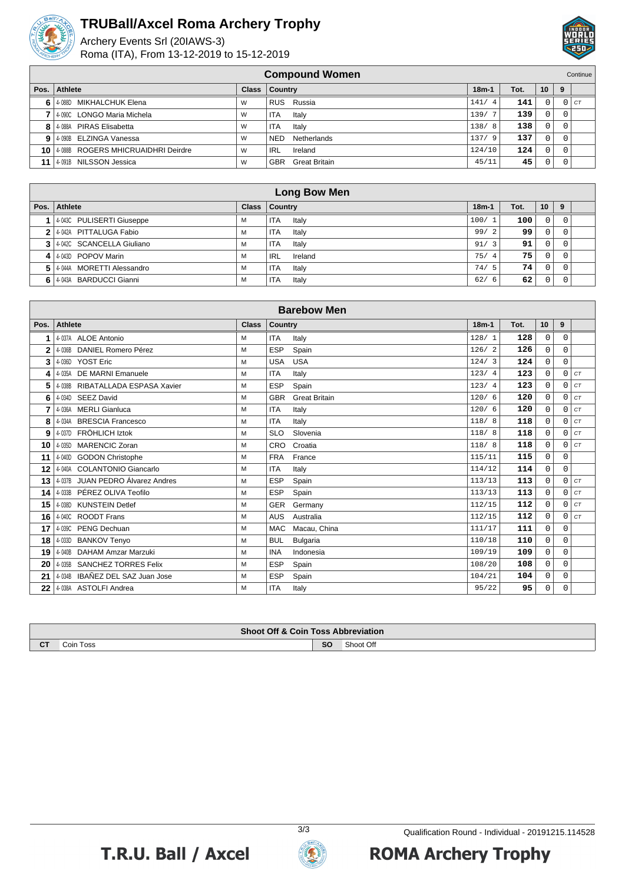# TRUBall/Axcel Roma Archery Trophy

Archery Events Srl (20IAWS-3)
Roma (ITA), From 13-12-2019 to 15-12-2019

## Compound Women

Continue

| Pos. | Athlete | Class | Country | | 18m-1 | Tot. | 10 | 9 | |
|---|---|---|---|---|---|---|---|---|---|
| 6 | 4-088D MIKHALCHUK Elena | W | RUS | Russia | 141/ 4 | 141 | 0 | 0 | CT |
| 7 | 4-090C LONGO Maria Michela | W | ITA | Italy | 139/ 7 | 139 | 0 | 0 | |
| 8 | 4-088A PIRAS Elisabetta | W | ITA | Italy | 138/ 8 | 138 | 0 | 0 | |
| 9 | 4-090B ELZINGA Vanessa | W | NED | Netherlands | 137/ 9 | 137 | 0 | 0 | |
| 10 | 4-088B ROGERS MHICRUAIDHRI Deirdre | W | IRL | Ireland | 124/10 | 124 | 0 | 0 | |
| 11 | 4-091B NILSSON Jessica | W | GBR | Great Britain | 45/11 | 45 | 0 | 0 | |

## Long Bow Men

| Pos. | Athlete | Class | Country | | 18m-1 | Tot. | 10 | 9 | |
|---|---|---|---|---|---|---|---|---|---|
| 1 | 4-043C PULISERTI Giuseppe | M | ITA | Italy | 100/ 1 | 100 | 0 | 0 | |
| 2 | 4-042A PITTALUGA Fabio | M | ITA | Italy | 99/ 2 | 99 | 0 | 0 | |
| 3 | 4-042C SCANCELLA Giuliano | M | ITA | Italy | 91/ 3 | 91 | 0 | 0 | |
| 4 | 4-043D POPOV Marin | M | IRL | Ireland | 75/ 4 | 75 | 0 | 0 | |
| 5 | 4-044A MORETTI Alessandro | M | ITA | Italy | 74/ 5 | 74 | 0 | 0 | |
| 6 | 4-043A BARDUCCI Gianni | M | ITA | Italy | 62/ 6 | 62 | 0 | 0 | |

## Barebow Men

| Pos. | Athlete | Class | Country | | 18m-1 | Tot. | 10 | 9 | |
|---|---|---|---|---|---|---|---|---|---|
| 1 | 4-037A ALOE Antonio | M | ITA | Italy | 128/ 1 | 128 | 0 | 0 | |
| 2 | 4-036B DANIEL Romero Pérez | M | ESP | Spain | 126/ 2 | 126 | 0 | 0 | |
| 3 | 4-036D YOST Eric | M | USA | USA | 124/ 3 | 124 | 0 | 0 | |
| 4 | 4-035A DE MARNI Emanuele | M | ITA | Italy | 123/ 4 | 123 | 0 | 0 | CT |
| 5 | 4-038B RIBATALLADA ESPASA Xavier | M | ESP | Spain | 123/ 4 | 123 | 0 | 0 | CT |
| 6 | 4-034D SEEZ David | M | GBR | Great Britain | 120/ 6 | 120 | 0 | 0 | CT |
| 7 | 4-036A MERLI Gianluca | M | ITA | Italy | 120/ 6 | 120 | 0 | 0 | CT |
| 8 | 4-034A BRESCIA Francesco | M | ITA | Italy | 118/ 8 | 118 | 0 | 0 | CT |
| 9 | 4-037D FRÖHLICH Iztok | M | SLO | Slovenia | 118/ 8 | 118 | 0 | 0 | CT |
| 10 | 4-035D MARENCIC Zoran | M | CRO | Croatia | 118/ 8 | 118 | 0 | 0 | CT |
| 11 | 4-040D GODON Christophe | M | FRA | France | 115/11 | 115 | 0 | 0 | |
| 12 | 4-040A COLANTONIO Giancarlo | M | ITA | Italy | 114/12 | 114 | 0 | 0 | |
| 13 | 4-037B JUAN PEDRO Álvarez Andres | M | ESP | Spain | 113/13 | 113 | 0 | 0 | CT |
| 14 | 4-033B PÉREZ OLIVA Teofilo | M | ESP | Spain | 113/13 | 113 | 0 | 0 | CT |
| 15 | 4-038D KUNSTEIN Detlef | M | GER | Germany | 112/15 | 112 | 0 | 0 | CT |
| 16 | 4-040C ROODT Frans | M | AUS | Australia | 112/15 | 112 | 0 | 0 | CT |
| 17 | 4-039C PENG Dechuan | M | MAC | Macau, China | 111/17 | 111 | 0 | 0 | |
| 18 | 4-033D BANKOV Tenyo | M | BUL | Bulgaria | 110/18 | 110 | 0 | 0 | |
| 19 | 4-040B DAHAM Amzar Marzuki | M | INA | Indonesia | 109/19 | 109 | 0 | 0 | |
| 20 | 4-035B SANCHEZ TORRES Felix | M | ESP | Spain | 108/20 | 108 | 0 | 0 | |
| 21 | 4-034B IBAÑEZ DEL SAZ Juan Jose | M | ESP | Spain | 104/21 | 104 | 0 | 0 | |
| 22 | 4-038A ASTOLFI Andrea | M | ITA | Italy | 95/22 | 95 | 0 | 0 | |

## Shoot Off & Coin Toss Abbreviation

| | | | |
|---|---|---|---|
| CT | Coin Toss | SO | Shoot Off |

Qualification Round - Individual - 20191215.114528

T.R.U. Ball / Axcel — ROMA Archery Trophy